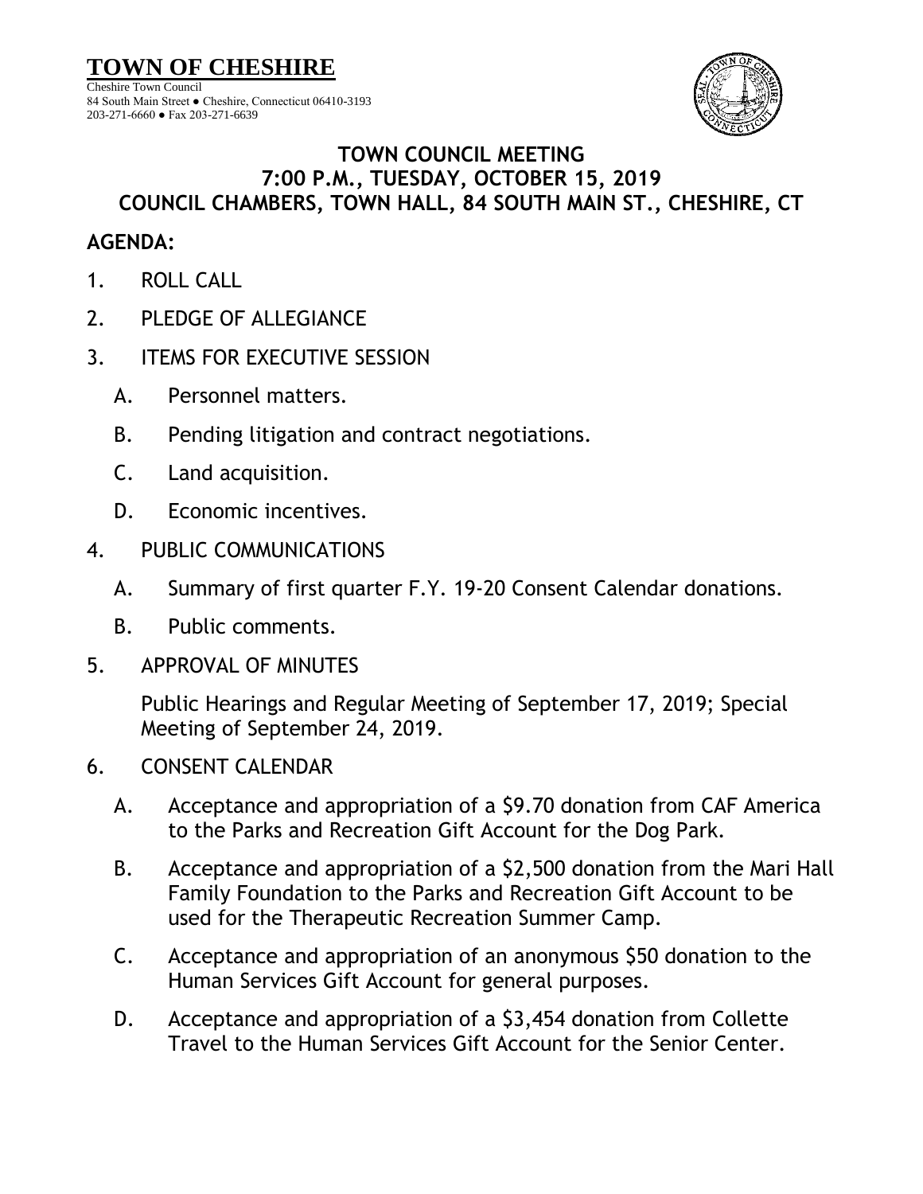# TOWN OF CHESHIRE

Cheshire Town Council
84 South Main Street ● Cheshire, Connecticut 06410-3193
203-271-6660 ● Fax 203-271-6639

## TOWN COUNCIL MEETING
## 7:00 P.M., TUESDAY, OCTOBER 15, 2019
## COUNCIL CHAMBERS, TOWN HALL, 84 SOUTH MAIN ST., CHESHIRE, CT

**AGENDA:**

1. ROLL CALL
2. PLEDGE OF ALLEGIANCE
3. ITEMS FOR EXECUTIVE SESSION
   - A. Personnel matters.
   - B. Pending litigation and contract negotiations.
   - C. Land acquisition.
   - D. Economic incentives.
4. PUBLIC COMMUNICATIONS
   - A. Summary of first quarter F.Y. 19-20 Consent Calendar donations.
   - B. Public comments.
5. APPROVAL OF MINUTES

   Public Hearings and Regular Meeting of September 17, 2019; Special Meeting of September 24, 2019.
6. CONSENT CALENDAR
   - A. Acceptance and appropriation of a $9.70 donation from CAF America to the Parks and Recreation Gift Account for the Dog Park.
   - B. Acceptance and appropriation of a $2,500 donation from the Mari Hall Family Foundation to the Parks and Recreation Gift Account to be used for the Therapeutic Recreation Summer Camp.
   - C. Acceptance and appropriation of an anonymous $50 donation to the Human Services Gift Account for general purposes.
   - D. Acceptance and appropriation of a $3,454 donation from Collette Travel to the Human Services Gift Account for the Senior Center.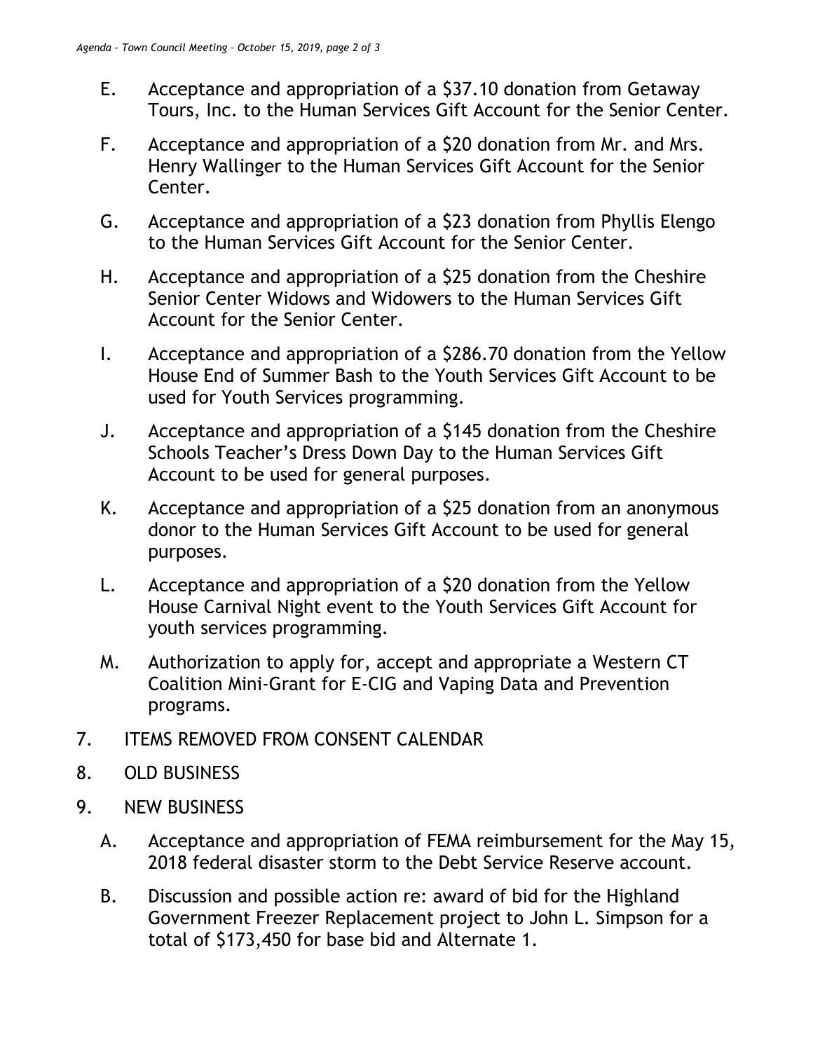E. Acceptance and appropriation of a $37.10 donation from Getaway Tours, Inc. to the Human Services Gift Account for the Senior Center.

F. Acceptance and appropriation of a $20 donation from Mr. and Mrs. Henry Wallinger to the Human Services Gift Account for the Senior Center.

G. Acceptance and appropriation of a $23 donation from Phyllis Elengo to the Human Services Gift Account for the Senior Center.

H. Acceptance and appropriation of a $25 donation from the Cheshire Senior Center Widows and Widowers to the Human Services Gift Account for the Senior Center.

I. Acceptance and appropriation of a $286.70 donation from the Yellow House End of Summer Bash to the Youth Services Gift Account to be used for Youth Services programming.

J. Acceptance and appropriation of a $145 donation from the Cheshire Schools Teacher's Dress Down Day to the Human Services Gift Account to be used for general purposes.

K. Acceptance and appropriation of a $25 donation from an anonymous donor to the Human Services Gift Account to be used for general purposes.

L. Acceptance and appropriation of a $20 donation from the Yellow House Carnival Night event to the Youth Services Gift Account for youth services programming.

M. Authorization to apply for, accept and appropriate a Western CT Coalition Mini-Grant for E-CIG and Vaping Data and Prevention programs.

7. ITEMS REMOVED FROM CONSENT CALENDAR

8. OLD BUSINESS

9. NEW BUSINESS

   A. Acceptance and appropriation of FEMA reimbursement for the May 15, 2018 federal disaster storm to the Debt Service Reserve account.

   B. Discussion and possible action re: award of bid for the Highland Government Freezer Replacement project to John L. Simpson for a total of $173,450 for base bid and Alternate 1.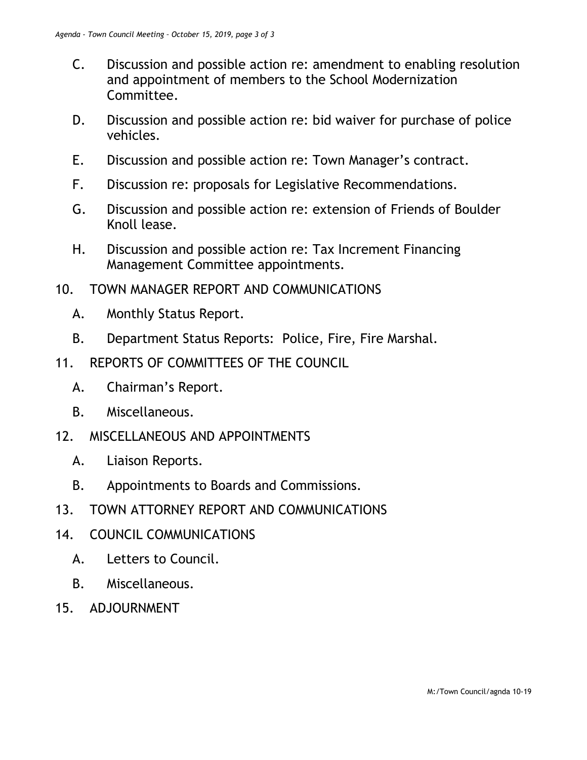C. Discussion and possible action re: amendment to enabling resolution and appointment of members to the School Modernization Committee.

D. Discussion and possible action re: bid waiver for purchase of police vehicles.

E. Discussion and possible action re: Town Manager's contract.

F. Discussion re: proposals for Legislative Recommendations.

G. Discussion and possible action re: extension of Friends of Boulder Knoll lease.

H. Discussion and possible action re: Tax Increment Financing Management Committee appointments.

10. TOWN MANAGER REPORT AND COMMUNICATIONS

    A. Monthly Status Report.

    B. Department Status Reports: Police, Fire, Fire Marshal.

11. REPORTS OF COMMITTEES OF THE COUNCIL

    A. Chairman's Report.

    B. Miscellaneous.

12. MISCELLANEOUS AND APPOINTMENTS

    A. Liaison Reports.

    B. Appointments to Boards and Commissions.

13. TOWN ATTORNEY REPORT AND COMMUNICATIONS

14. COUNCIL COMMUNICATIONS

    A. Letters to Council.

    B. Miscellaneous.

15. ADJOURNMENT

M:/Town Council/agnda 10-19